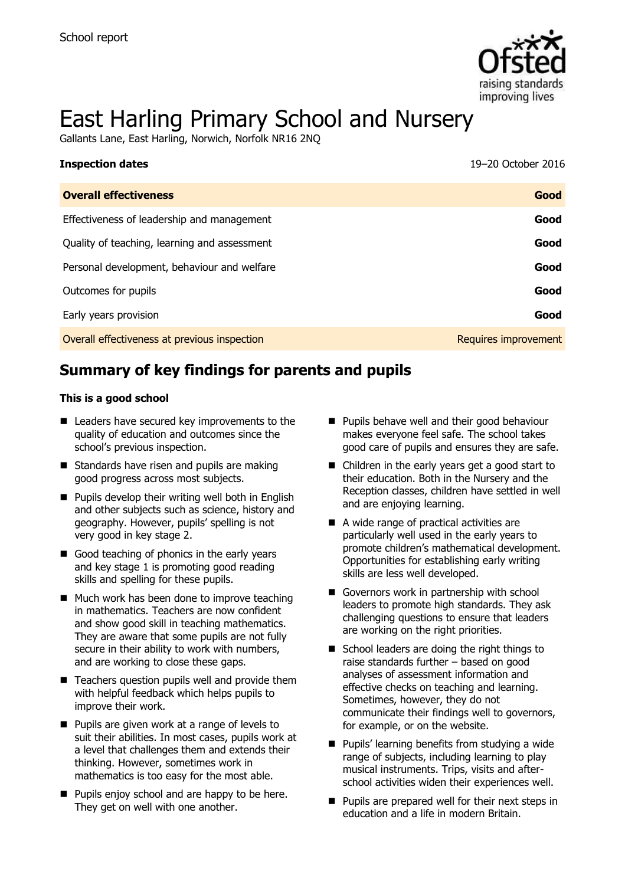School report

# East Harling Primary School and Nursery

Gallants Lane, East Harling, Norwich, Norfolk NR16 2NQ

**Inspection dates** 19–20 October 2016

| **Overall effectiveness** | **Good** |
|---|---|
| Effectiveness of leadership and management | **Good** |
| Quality of teaching, learning and assessment | **Good** |
| Personal development, behaviour and welfare | **Good** |
| Outcomes for pupils | **Good** |
| Early years provision | **Good** |
| Overall effectiveness at previous inspection | Requires improvement |

## Summary of key findings for parents and pupils

**This is a good school**

- Leaders have secured key improvements to the quality of education and outcomes since the school's previous inspection.
- Standards have risen and pupils are making good progress across most subjects.
- Pupils develop their writing well both in English and other subjects such as science, history and geography. However, pupils' spelling is not very good in key stage 2.
- Good teaching of phonics in the early years and key stage 1 is promoting good reading skills and spelling for these pupils.
- Much work has been done to improve teaching in mathematics. Teachers are now confident and show good skill in teaching mathematics. They are aware that some pupils are not fully secure in their ability to work with numbers, and are working to close these gaps.
- Teachers question pupils well and provide them with helpful feedback which helps pupils to improve their work.
- Pupils are given work at a range of levels to suit their abilities. In most cases, pupils work at a level that challenges them and extends their thinking. However, sometimes work in mathematics is too easy for the most able.
- Pupils enjoy school and are happy to be here. They get on well with one another.
- Pupils behave well and their good behaviour makes everyone feel safe. The school takes good care of pupils and ensures they are safe.
- Children in the early years get a good start to their education. Both in the Nursery and the Reception classes, children have settled in well and are enjoying learning.
- A wide range of practical activities are particularly well used in the early years to promote children's mathematical development. Opportunities for establishing early writing skills are less well developed.
- Governors work in partnership with school leaders to promote high standards. They ask challenging questions to ensure that leaders are working on the right priorities.
- School leaders are doing the right things to raise standards further – based on good analyses of assessment information and effective checks on teaching and learning. Sometimes, however, they do not communicate their findings well to governors, for example, or on the website.
- Pupils' learning benefits from studying a wide range of subjects, including learning to play musical instruments. Trips, visits and after-school activities widen their experiences well.
- Pupils are prepared well for their next steps in education and a life in modern Britain.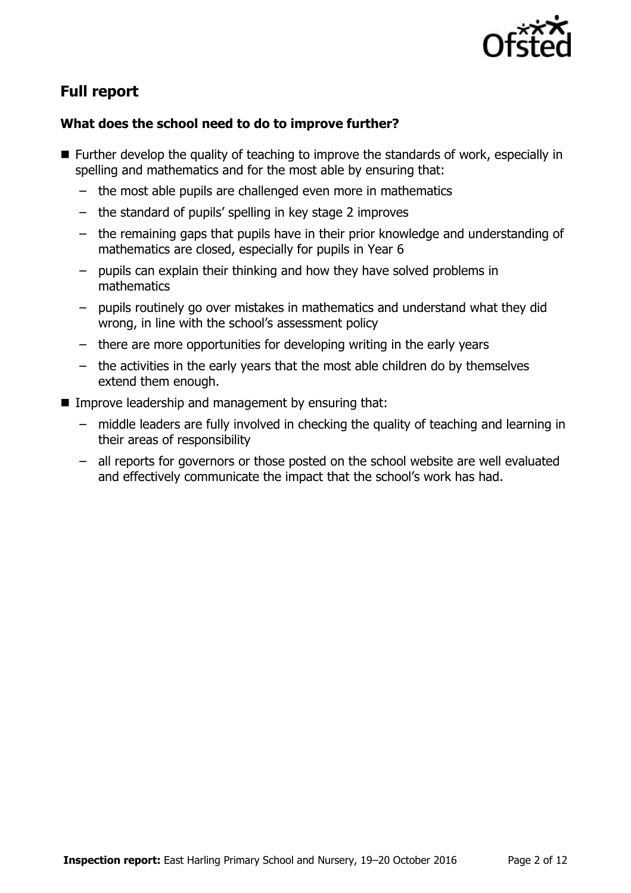## Full report

### What does the school need to do to improve further?

- Further develop the quality of teaching to improve the standards of work, especially in spelling and mathematics and for the most able by ensuring that:
  - the most able pupils are challenged even more in mathematics
  - the standard of pupils' spelling in key stage 2 improves
  - the remaining gaps that pupils have in their prior knowledge and understanding of mathematics are closed, especially for pupils in Year 6
  - pupils can explain their thinking and how they have solved problems in mathematics
  - pupils routinely go over mistakes in mathematics and understand what they did wrong, in line with the school's assessment policy
  - there are more opportunities for developing writing in the early years
  - the activities in the early years that the most able children do by themselves extend them enough.
- Improve leadership and management by ensuring that:
  - middle leaders are fully involved in checking the quality of teaching and learning in their areas of responsibility
  - all reports for governors or those posted on the school website are well evaluated and effectively communicate the impact that the school's work has had.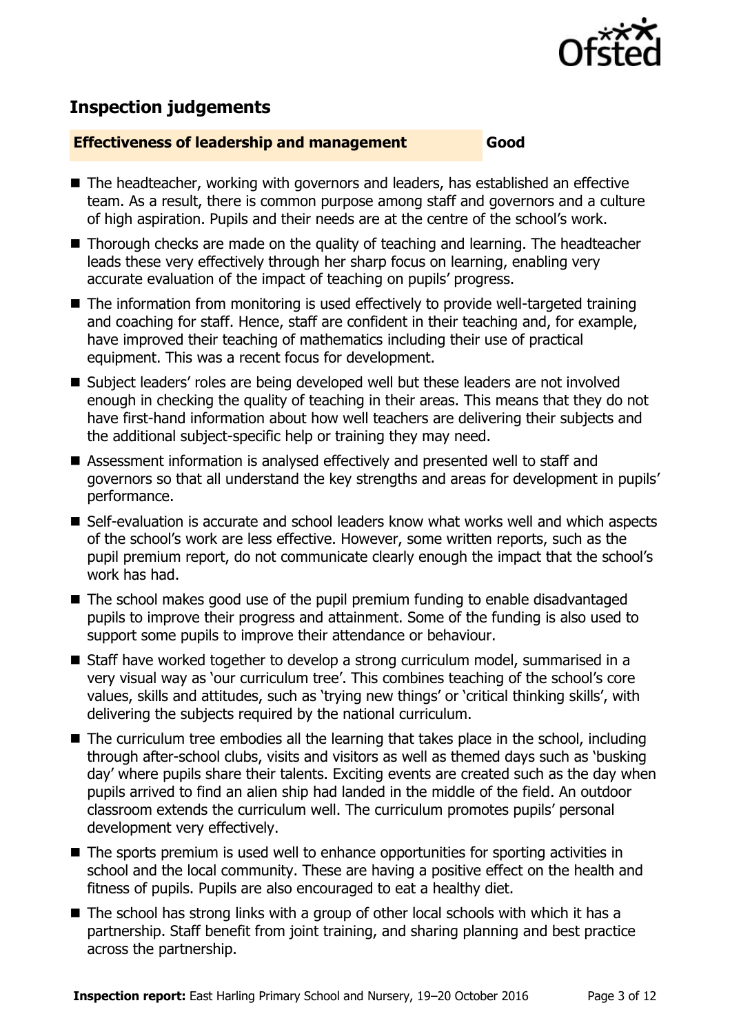## Inspection judgements

**Effectiveness of leadership and management** **Good**

- The headteacher, working with governors and leaders, has established an effective team. As a result, there is common purpose among staff and governors and a culture of high aspiration. Pupils and their needs are at the centre of the school's work.
- Thorough checks are made on the quality of teaching and learning. The headteacher leads these very effectively through her sharp focus on learning, enabling very accurate evaluation of the impact of teaching on pupils' progress.
- The information from monitoring is used effectively to provide well-targeted training and coaching for staff. Hence, staff are confident in their teaching and, for example, have improved their teaching of mathematics including their use of practical equipment. This was a recent focus for development.
- Subject leaders' roles are being developed well but these leaders are not involved enough in checking the quality of teaching in their areas. This means that they do not have first-hand information about how well teachers are delivering their subjects and the additional subject-specific help or training they may need.
- Assessment information is analysed effectively and presented well to staff and governors so that all understand the key strengths and areas for development in pupils' performance.
- Self-evaluation is accurate and school leaders know what works well and which aspects of the school's work are less effective. However, some written reports, such as the pupil premium report, do not communicate clearly enough the impact that the school's work has had.
- The school makes good use of the pupil premium funding to enable disadvantaged pupils to improve their progress and attainment. Some of the funding is also used to support some pupils to improve their attendance or behaviour.
- Staff have worked together to develop a strong curriculum model, summarised in a very visual way as 'our curriculum tree'. This combines teaching of the school's core values, skills and attitudes, such as 'trying new things' or 'critical thinking skills', with delivering the subjects required by the national curriculum.
- The curriculum tree embodies all the learning that takes place in the school, including through after-school clubs, visits and visitors as well as themed days such as 'busking day' where pupils share their talents. Exciting events are created such as the day when pupils arrived to find an alien ship had landed in the middle of the field. An outdoor classroom extends the curriculum well. The curriculum promotes pupils' personal development very effectively.
- The sports premium is used well to enhance opportunities for sporting activities in school and the local community. These are having a positive effect on the health and fitness of pupils. Pupils are also encouraged to eat a healthy diet.
- The school has strong links with a group of other local schools with which it has a partnership. Staff benefit from joint training, and sharing planning and best practice across the partnership.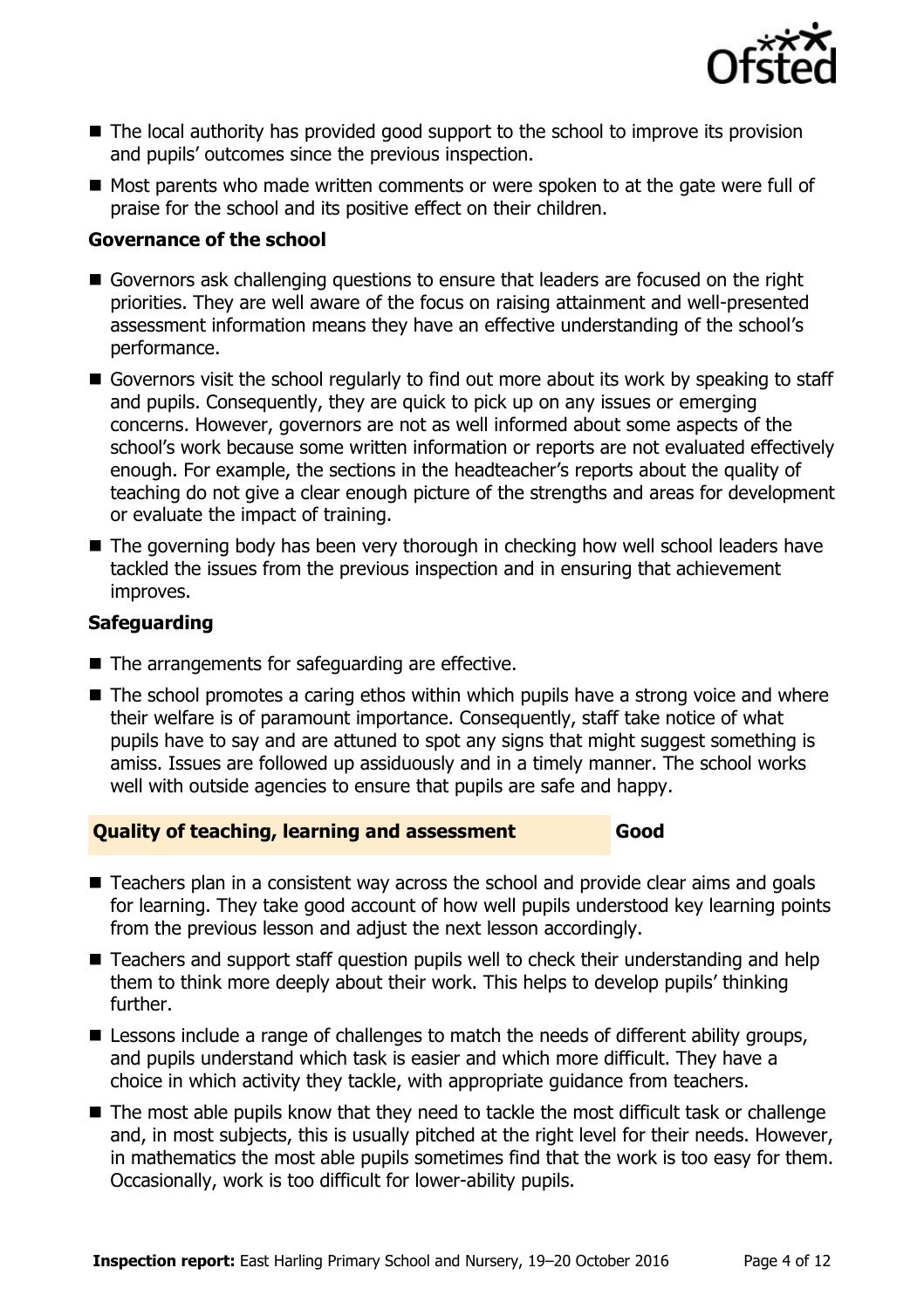- The local authority has provided good support to the school to improve its provision and pupils' outcomes since the previous inspection.
- Most parents who made written comments or were spoken to at the gate were full of praise for the school and its positive effect on their children.

### Governance of the school

- Governors ask challenging questions to ensure that leaders are focused on the right priorities. They are well aware of the focus on raising attainment and well-presented assessment information means they have an effective understanding of the school's performance.
- Governors visit the school regularly to find out more about its work by speaking to staff and pupils. Consequently, they are quick to pick up on any issues or emerging concerns. However, governors are not as well informed about some aspects of the school's work because some written information or reports are not evaluated effectively enough. For example, the sections in the headteacher's reports about the quality of teaching do not give a clear enough picture of the strengths and areas for development or evaluate the impact of training.
- The governing body has been very thorough in checking how well school leaders have tackled the issues from the previous inspection and in ensuring that achievement improves.

### Safeguarding

- The arrangements for safeguarding are effective.
- The school promotes a caring ethos within which pupils have a strong voice and where their welfare is of paramount importance. Consequently, staff take notice of what pupils have to say and are attuned to spot any signs that might suggest something is amiss. Issues are followed up assiduously and in a timely manner. The school works well with outside agencies to ensure that pupils are safe and happy.

## Quality of teaching, learning and assessment — Good

- Teachers plan in a consistent way across the school and provide clear aims and goals for learning. They take good account of how well pupils understood key learning points from the previous lesson and adjust the next lesson accordingly.
- Teachers and support staff question pupils well to check their understanding and help them to think more deeply about their work. This helps to develop pupils' thinking further.
- Lessons include a range of challenges to match the needs of different ability groups, and pupils understand which task is easier and which more difficult. They have a choice in which activity they tackle, with appropriate guidance from teachers.
- The most able pupils know that they need to tackle the most difficult task or challenge and, in most subjects, this is usually pitched at the right level for their needs. However, in mathematics the most able pupils sometimes find that the work is too easy for them. Occasionally, work is too difficult for lower-ability pupils.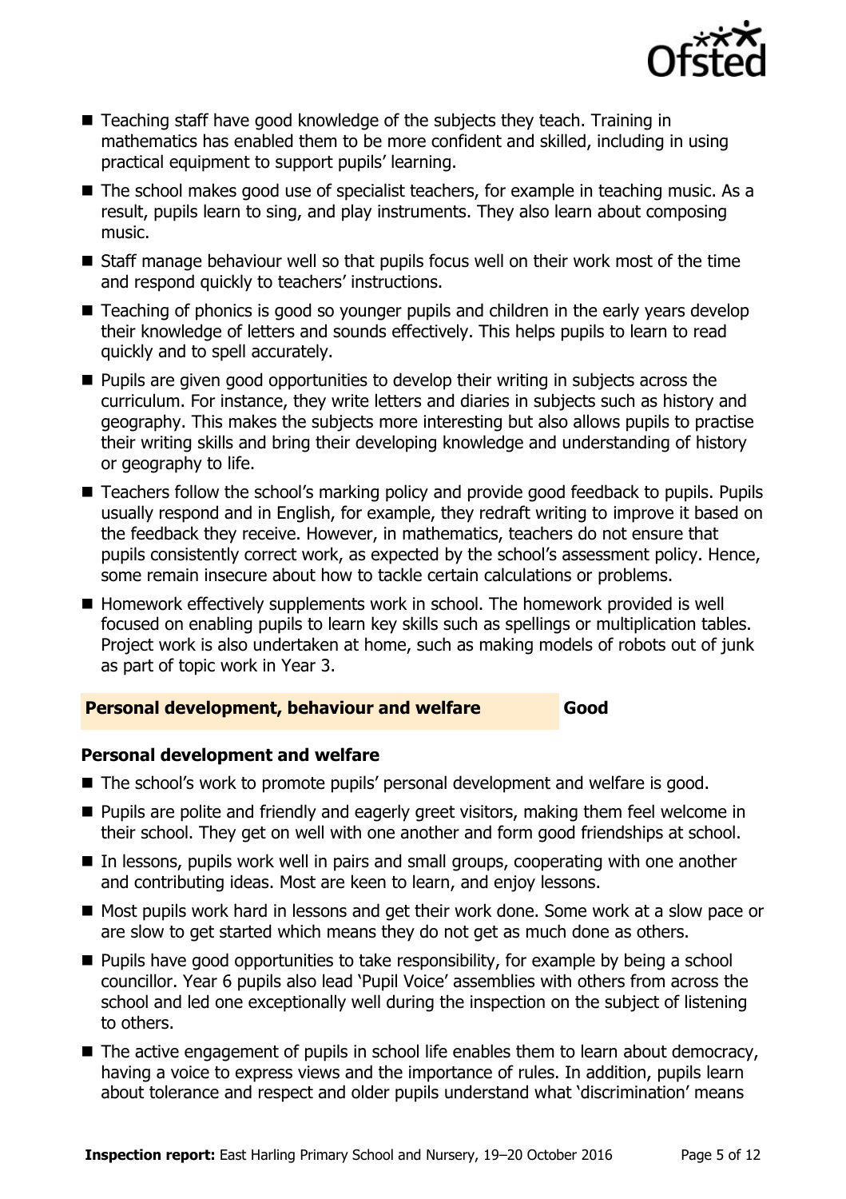- Teaching staff have good knowledge of the subjects they teach. Training in mathematics has enabled them to be more confident and skilled, including in using practical equipment to support pupils' learning.
- The school makes good use of specialist teachers, for example in teaching music. As a result, pupils learn to sing, and play instruments. They also learn about composing music.
- Staff manage behaviour well so that pupils focus well on their work most of the time and respond quickly to teachers' instructions.
- Teaching of phonics is good so younger pupils and children in the early years develop their knowledge of letters and sounds effectively. This helps pupils to learn to read quickly and to spell accurately.
- Pupils are given good opportunities to develop their writing in subjects across the curriculum. For instance, they write letters and diaries in subjects such as history and geography. This makes the subjects more interesting but also allows pupils to practise their writing skills and bring their developing knowledge and understanding of history or geography to life.
- Teachers follow the school's marking policy and provide good feedback to pupils. Pupils usually respond and in English, for example, they redraft writing to improve it based on the feedback they receive. However, in mathematics, teachers do not ensure that pupils consistently correct work, as expected by the school's assessment policy. Hence, some remain insecure about how to tackle certain calculations or problems.
- Homework effectively supplements work in school. The homework provided is well focused on enabling pupils to learn key skills such as spellings or multiplication tables. Project work is also undertaken at home, such as making models of robots out of junk as part of topic work in Year 3.

## Personal development, behaviour and welfare — Good

### Personal development and welfare

- The school's work to promote pupils' personal development and welfare is good.
- Pupils are polite and friendly and eagerly greet visitors, making them feel welcome in their school. They get on well with one another and form good friendships at school.
- In lessons, pupils work well in pairs and small groups, cooperating with one another and contributing ideas. Most are keen to learn, and enjoy lessons.
- Most pupils work hard in lessons and get their work done. Some work at a slow pace or are slow to get started which means they do not get as much done as others.
- Pupils have good opportunities to take responsibility, for example by being a school councillor. Year 6 pupils also lead 'Pupil Voice' assemblies with others from across the school and led one exceptionally well during the inspection on the subject of listening to others.
- The active engagement of pupils in school life enables them to learn about democracy, having a voice to express views and the importance of rules. In addition, pupils learn about tolerance and respect and older pupils understand what 'discrimination' means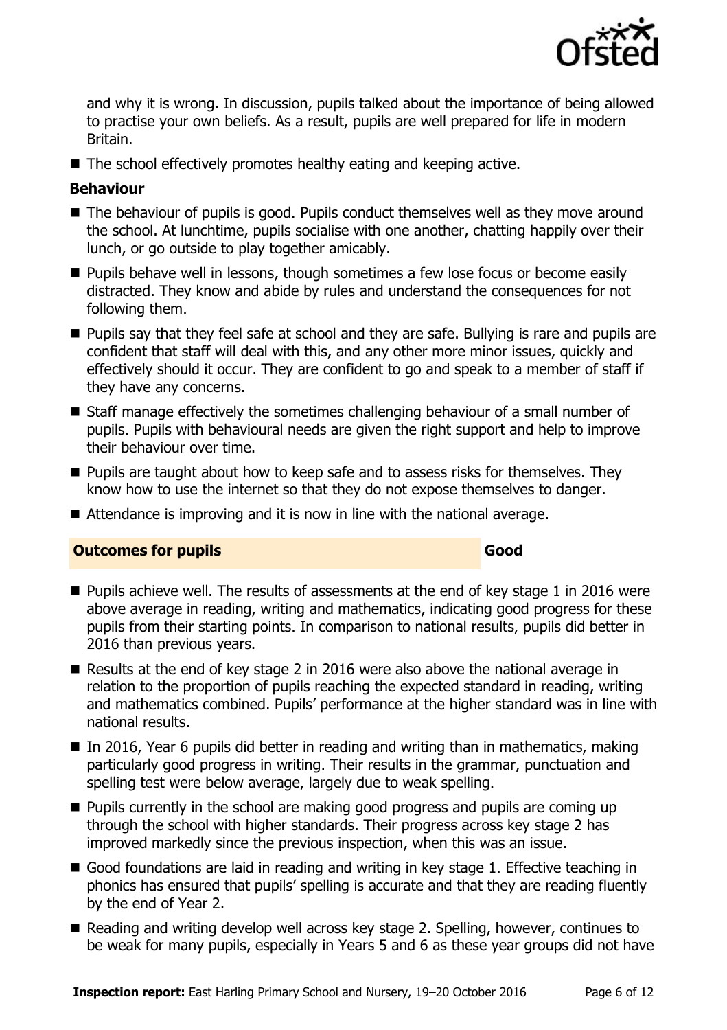and why it is wrong. In discussion, pupils talked about the importance of being allowed to practise your own beliefs. As a result, pupils are well prepared for life in modern Britain.

- The school effectively promotes healthy eating and keeping active.

**Behaviour**

- The behaviour of pupils is good. Pupils conduct themselves well as they move around the school. At lunchtime, pupils socialise with one another, chatting happily over their lunch, or go outside to play together amicably.
- Pupils behave well in lessons, though sometimes a few lose focus or become easily distracted. They know and abide by rules and understand the consequences for not following them.
- Pupils say that they feel safe at school and they are safe. Bullying is rare and pupils are confident that staff will deal with this, and any other more minor issues, quickly and effectively should it occur. They are confident to go and speak to a member of staff if they have any concerns.
- Staff manage effectively the sometimes challenging behaviour of a small number of pupils. Pupils with behavioural needs are given the right support and help to improve their behaviour over time.
- Pupils are taught about how to keep safe and to assess risks for themselves. They know how to use the internet so that they do not expose themselves to danger.
- Attendance is improving and it is now in line with the national average.

## Outcomes for pupils — Good

- Pupils achieve well. The results of assessments at the end of key stage 1 in 2016 were above average in reading, writing and mathematics, indicating good progress for these pupils from their starting points. In comparison to national results, pupils did better in 2016 than previous years.
- Results at the end of key stage 2 in 2016 were also above the national average in relation to the proportion of pupils reaching the expected standard in reading, writing and mathematics combined. Pupils' performance at the higher standard was in line with national results.
- In 2016, Year 6 pupils did better in reading and writing than in mathematics, making particularly good progress in writing. Their results in the grammar, punctuation and spelling test were below average, largely due to weak spelling.
- Pupils currently in the school are making good progress and pupils are coming up through the school with higher standards. Their progress across key stage 2 has improved markedly since the previous inspection, when this was an issue.
- Good foundations are laid in reading and writing in key stage 1. Effective teaching in phonics has ensured that pupils' spelling is accurate and that they are reading fluently by the end of Year 2.
- Reading and writing develop well across key stage 2. Spelling, however, continues to be weak for many pupils, especially in Years 5 and 6 as these year groups did not have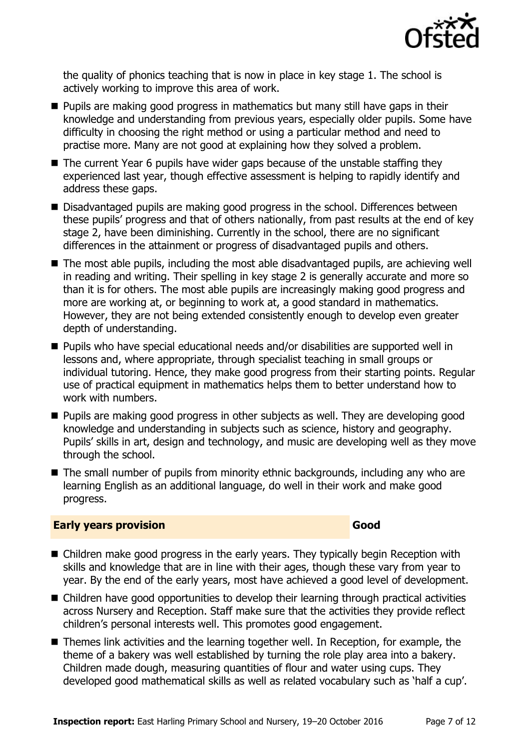the quality of phonics teaching that is now in place in key stage 1. The school is actively working to improve this area of work.

- Pupils are making good progress in mathematics but many still have gaps in their knowledge and understanding from previous years, especially older pupils. Some have difficulty in choosing the right method or using a particular method and need to practise more. Many are not good at explaining how they solved a problem.
- The current Year 6 pupils have wider gaps because of the unstable staffing they experienced last year, though effective assessment is helping to rapidly identify and address these gaps.
- Disadvantaged pupils are making good progress in the school. Differences between these pupils' progress and that of others nationally, from past results at the end of key stage 2, have been diminishing. Currently in the school, there are no significant differences in the attainment or progress of disadvantaged pupils and others.
- The most able pupils, including the most able disadvantaged pupils, are achieving well in reading and writing. Their spelling in key stage 2 is generally accurate and more so than it is for others. The most able pupils are increasingly making good progress and more are working at, or beginning to work at, a good standard in mathematics. However, they are not being extended consistently enough to develop even greater depth of understanding.
- Pupils who have special educational needs and/or disabilities are supported well in lessons and, where appropriate, through specialist teaching in small groups or individual tutoring. Hence, they make good progress from their starting points. Regular use of practical equipment in mathematics helps them to better understand how to work with numbers.
- Pupils are making good progress in other subjects as well. They are developing good knowledge and understanding in subjects such as science, history and geography. Pupils' skills in art, design and technology, and music are developing well as they move through the school.
- The small number of pupils from minority ethnic backgrounds, including any who are learning English as an additional language, do well in their work and make good progress.

## Early years provision — Good

- Children make good progress in the early years. They typically begin Reception with skills and knowledge that are in line with their ages, though these vary from year to year. By the end of the early years, most have achieved a good level of development.
- Children have good opportunities to develop their learning through practical activities across Nursery and Reception. Staff make sure that the activities they provide reflect children's personal interests well. This promotes good engagement.
- Themes link activities and the learning together well. In Reception, for example, the theme of a bakery was well established by turning the role play area into a bakery. Children made dough, measuring quantities of flour and water using cups. They developed good mathematical skills as well as related vocabulary such as 'half a cup'.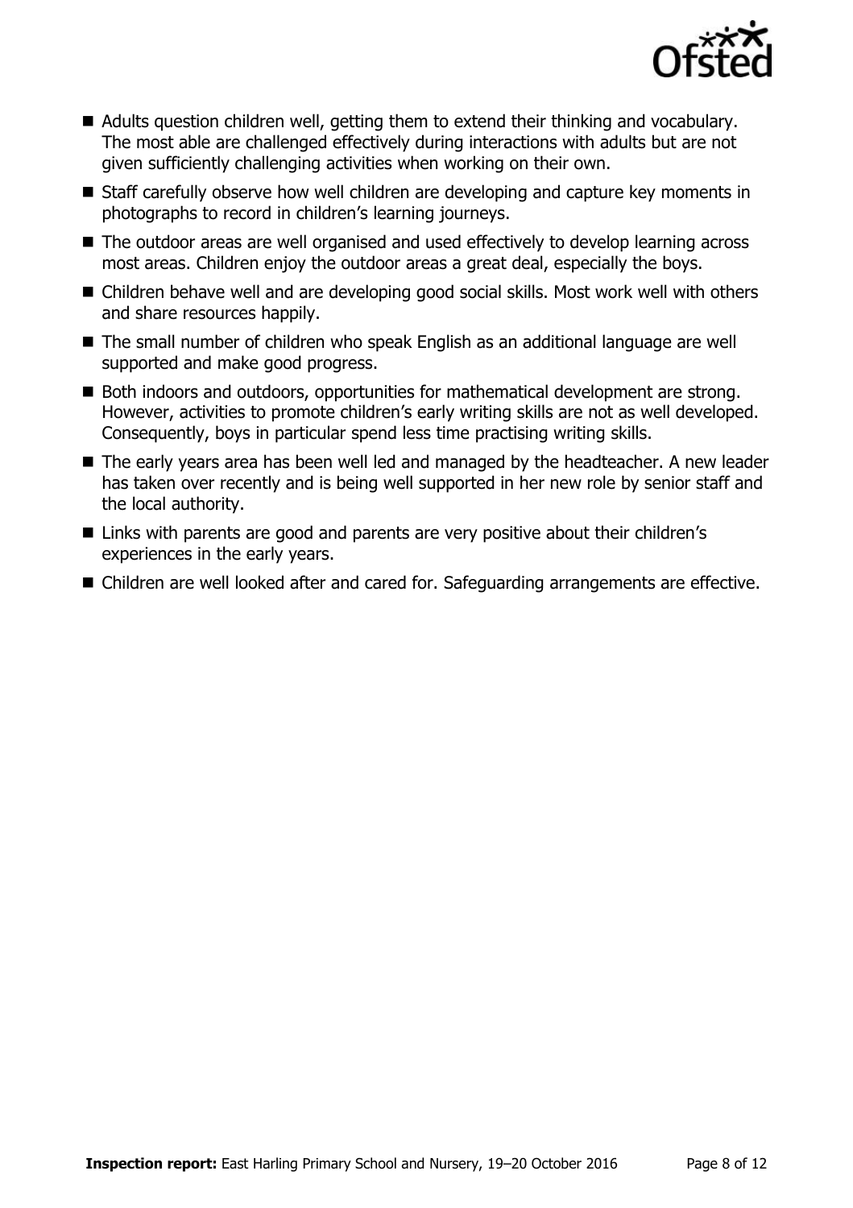- Adults question children well, getting them to extend their thinking and vocabulary. The most able are challenged effectively during interactions with adults but are not given sufficiently challenging activities when working on their own.
- Staff carefully observe how well children are developing and capture key moments in photographs to record in children's learning journeys.
- The outdoor areas are well organised and used effectively to develop learning across most areas. Children enjoy the outdoor areas a great deal, especially the boys.
- Children behave well and are developing good social skills. Most work well with others and share resources happily.
- The small number of children who speak English as an additional language are well supported and make good progress.
- Both indoors and outdoors, opportunities for mathematical development are strong. However, activities to promote children's early writing skills are not as well developed. Consequently, boys in particular spend less time practising writing skills.
- The early years area has been well led and managed by the headteacher. A new leader has taken over recently and is being well supported in her new role by senior staff and the local authority.
- Links with parents are good and parents are very positive about their children's experiences in the early years.
- Children are well looked after and cared for. Safeguarding arrangements are effective.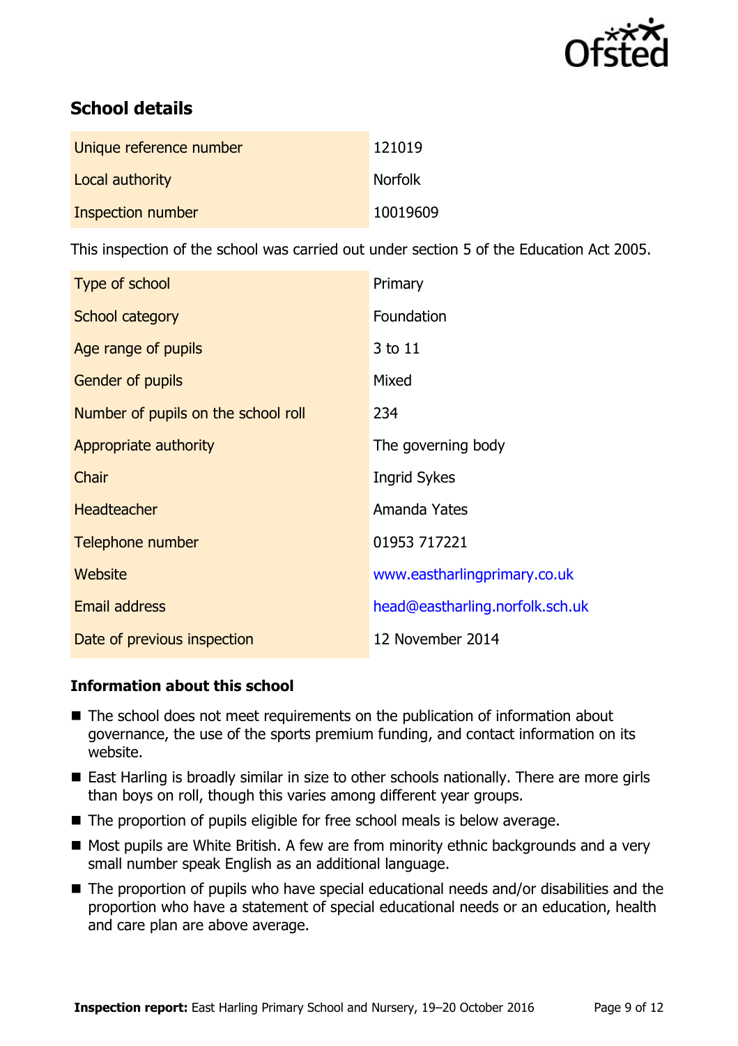## School details

| | |
|---|---|
| Unique reference number | 121019 |
| Local authority | Norfolk |
| Inspection number | 10019609 |

This inspection of the school was carried out under section 5 of the Education Act 2005.

| | |
|---|---|
| Type of school | Primary |
| School category | Foundation |
| Age range of pupils | 3 to 11 |
| Gender of pupils | Mixed |
| Number of pupils on the school roll | 234 |
| Appropriate authority | The governing body |
| Chair | Ingrid Sykes |
| Headteacher | Amanda Yates |
| Telephone number | 01953 717221 |
| Website | www.eastharlingprimary.co.uk |
| Email address | head@eastharling.norfolk.sch.uk |
| Date of previous inspection | 12 November 2014 |

### Information about this school

- The school does not meet requirements on the publication of information about governance, the use of the sports premium funding, and contact information on its website.
- East Harling is broadly similar in size to other schools nationally. There are more girls than boys on roll, though this varies among different year groups.
- The proportion of pupils eligible for free school meals is below average.
- Most pupils are White British. A few are from minority ethnic backgrounds and a very small number speak English as an additional language.
- The proportion of pupils who have special educational needs and/or disabilities and the proportion who have a statement of special educational needs or an education, health and care plan are above average.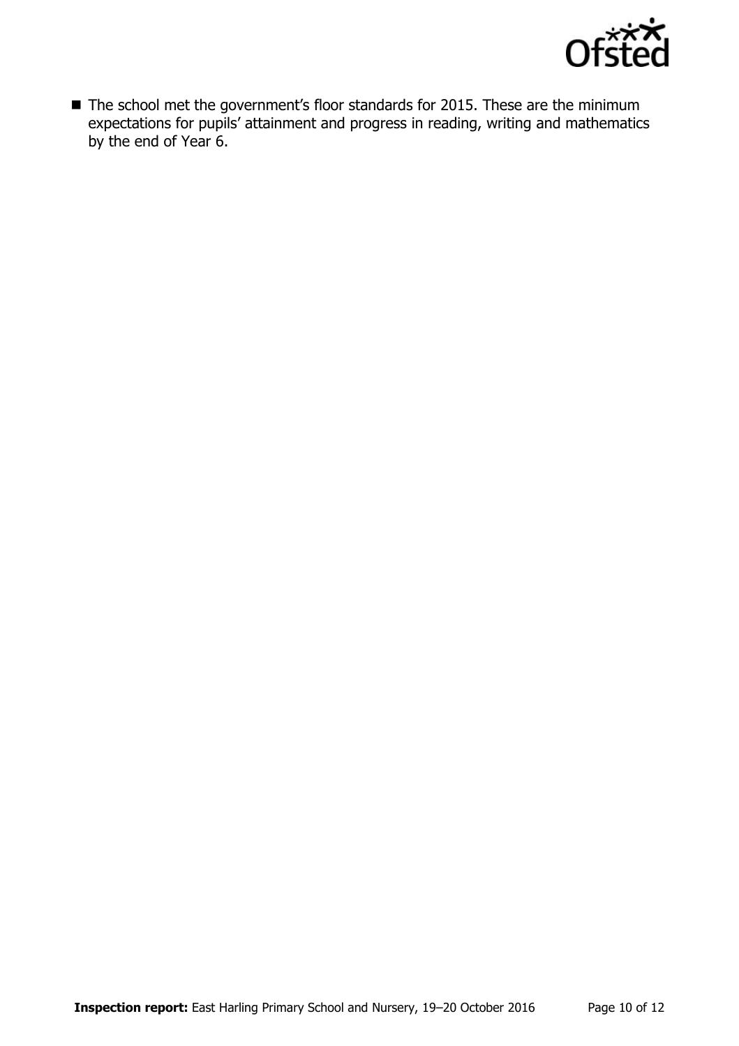- The school met the government's floor standards for 2015. These are the minimum expectations for pupils' attainment and progress in reading, writing and mathematics by the end of Year 6.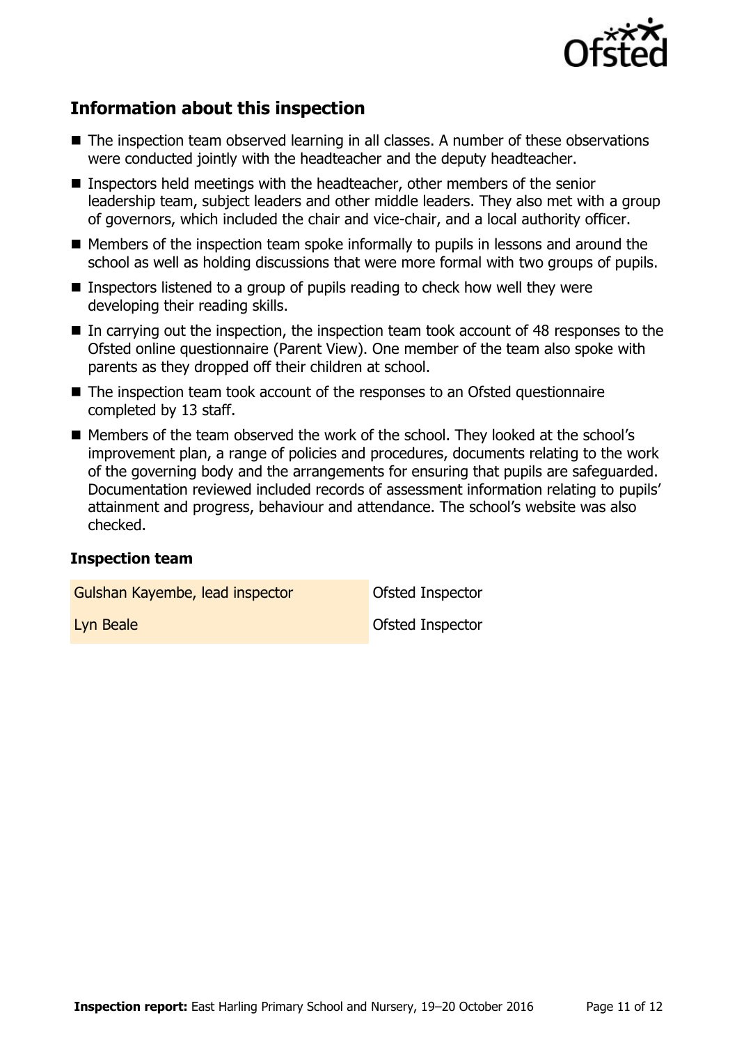## Information about this inspection

- The inspection team observed learning in all classes. A number of these observations were conducted jointly with the headteacher and the deputy headteacher.
- Inspectors held meetings with the headteacher, other members of the senior leadership team, subject leaders and other middle leaders. They also met with a group of governors, which included the chair and vice-chair, and a local authority officer.
- Members of the inspection team spoke informally to pupils in lessons and around the school as well as holding discussions that were more formal with two groups of pupils.
- Inspectors listened to a group of pupils reading to check how well they were developing their reading skills.
- In carrying out the inspection, the inspection team took account of 48 responses to the Ofsted online questionnaire (Parent View). One member of the team also spoke with parents as they dropped off their children at school.
- The inspection team took account of the responses to an Ofsted questionnaire completed by 13 staff.
- Members of the team observed the work of the school. They looked at the school's improvement plan, a range of policies and procedures, documents relating to the work of the governing body and the arrangements for ensuring that pupils are safeguarded. Documentation reviewed included records of assessment information relating to pupils' attainment and progress, behaviour and attendance. The school's website was also checked.

### Inspection team

| | |
|---|---|
| Gulshan Kayembe, lead inspector | Ofsted Inspector |
| Lyn Beale | Ofsted Inspector |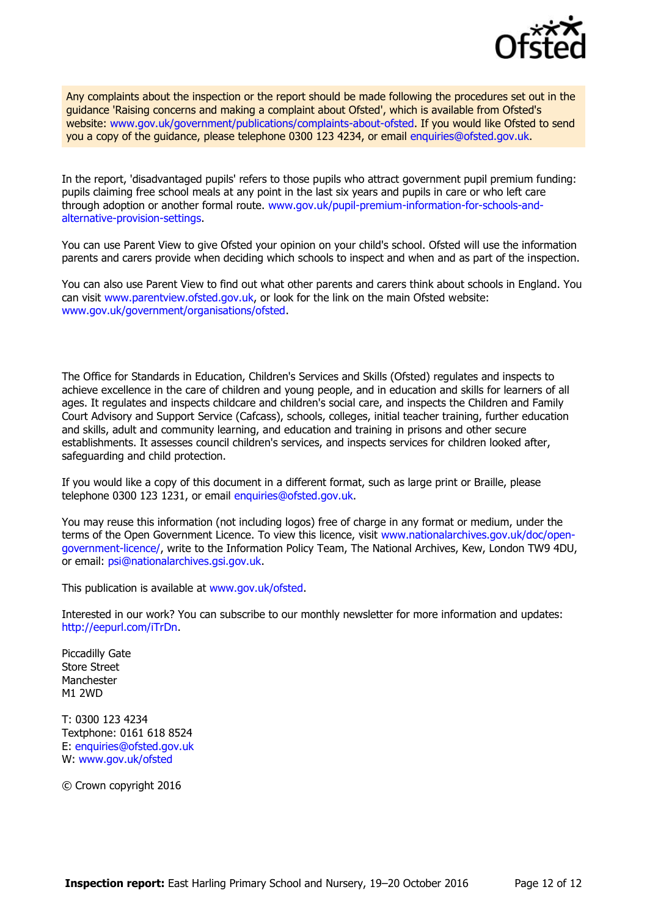Any complaints about the inspection or the report should be made following the procedures set out in the guidance 'Raising concerns and making a complaint about Ofsted', which is available from Ofsted's website: www.gov.uk/government/publications/complaints-about-ofsted. If you would like Ofsted to send you a copy of the guidance, please telephone 0300 123 4234, or email enquiries@ofsted.gov.uk.

In the report, 'disadvantaged pupils' refers to those pupils who attract government pupil premium funding: pupils claiming free school meals at any point in the last six years and pupils in care or who left care through adoption or another formal route. www.gov.uk/pupil-premium-information-for-schools-and-alternative-provision-settings.

You can use Parent View to give Ofsted your opinion on your child's school. Ofsted will use the information parents and carers provide when deciding which schools to inspect and when and as part of the inspection.

You can also use Parent View to find out what other parents and carers think about schools in England. You can visit www.parentview.ofsted.gov.uk, or look for the link on the main Ofsted website: www.gov.uk/government/organisations/ofsted.

The Office for Standards in Education, Children's Services and Skills (Ofsted) regulates and inspects to achieve excellence in the care of children and young people, and in education and skills for learners of all ages. It regulates and inspects childcare and children's social care, and inspects the Children and Family Court Advisory and Support Service (Cafcass), schools, colleges, initial teacher training, further education and skills, adult and community learning, and education and training in prisons and other secure establishments. It assesses council children's services, and inspects services for children looked after, safeguarding and child protection.

If you would like a copy of this document in a different format, such as large print or Braille, please telephone 0300 123 1231, or email enquiries@ofsted.gov.uk.

You may reuse this information (not including logos) free of charge in any format or medium, under the terms of the Open Government Licence. To view this licence, visit www.nationalarchives.gov.uk/doc/open-government-licence/, write to the Information Policy Team, The National Archives, Kew, London TW9 4DU, or email: psi@nationalarchives.gsi.gov.uk.

This publication is available at www.gov.uk/ofsted.

Interested in our work? You can subscribe to our monthly newsletter for more information and updates: http://eepurl.com/iTrDn.

Piccadilly Gate
Store Street
Manchester
M1 2WD

T: 0300 123 4234
Textphone: 0161 618 8524
E: enquiries@ofsted.gov.uk
W: www.gov.uk/ofsted

© Crown copyright 2016